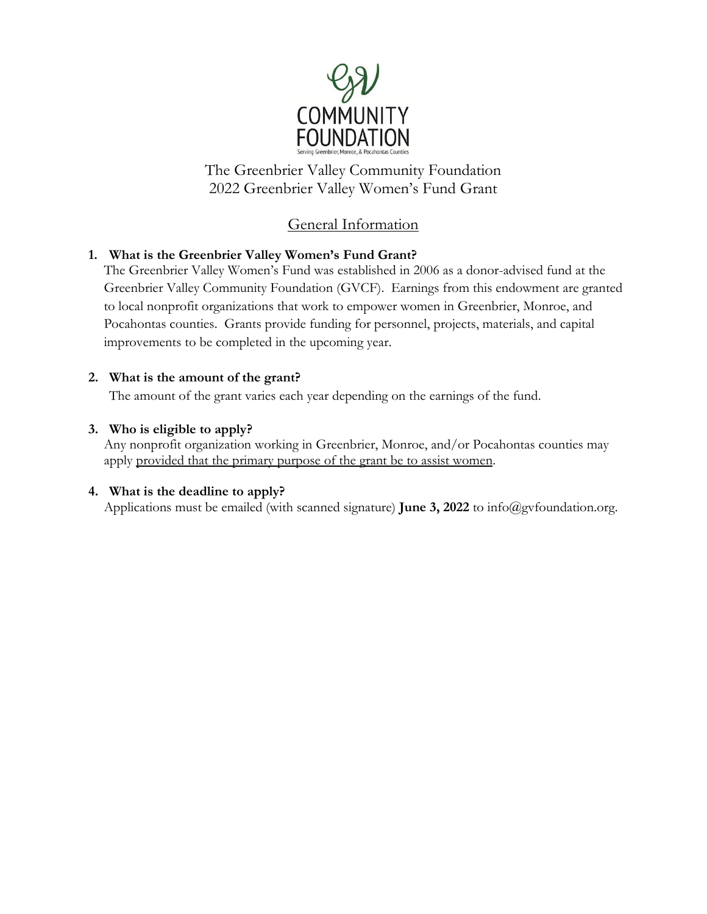GV COMMUNITY FOUNDATION

Serving Greenbrier, Monroe, & Pocahontas Counties

# The Greenbrier Valley Community Foundation
# 2022 Greenbrier Valley Women's Fund Grant

## General Information

1. **What is the Greenbrier Valley Women's Fund Grant?**
   The Greenbrier Valley Women's Fund was established in 2006 as a donor-advised fund at the Greenbrier Valley Community Foundation (GVCF). Earnings from this endowment are granted to local nonprofit organizations that work to empower women in Greenbrier, Monroe, and Pocahontas counties. Grants provide funding for personnel, projects, materials, and capital improvements to be completed in the upcoming year.

2. **What is the amount of the grant?**
   The amount of the grant varies each year depending on the earnings of the fund.

3. **Who is eligible to apply?**
   Any nonprofit organization working in Greenbrier, Monroe, and/or Pocahontas counties may apply <u>provided that the primary purpose of the grant be to assist women</u>.

4. **What is the deadline to apply?**
   Applications must be emailed (with scanned signature) **June 3, 2022** to info@gvfoundation.org.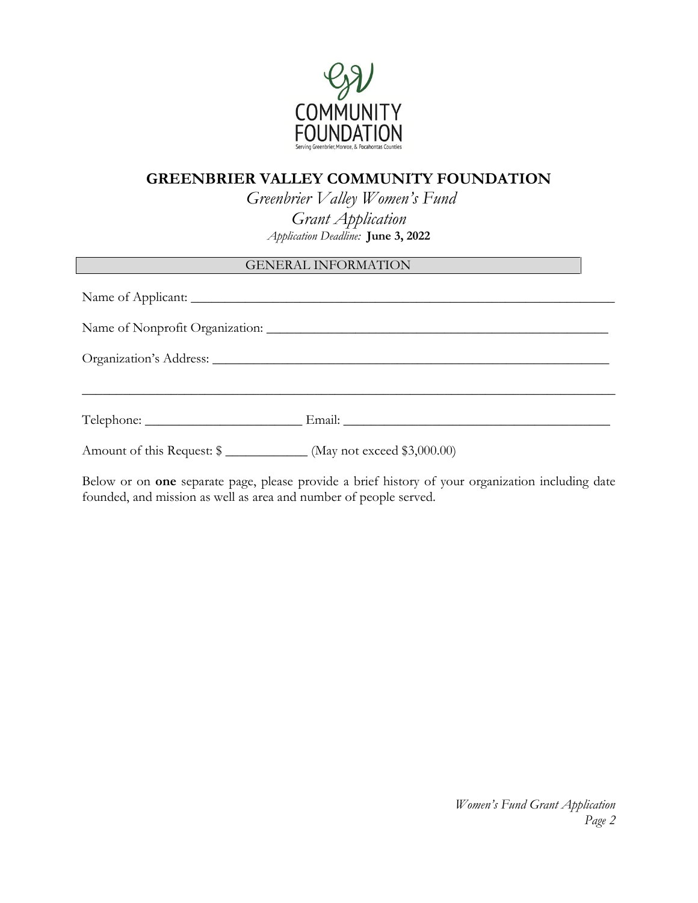# GREENBRIER VALLEY COMMUNITY FOUNDATION

*Greenbrier Valley Women's Fund*

*Grant Application*

*Application Deadline:* **June 3, 2022**

## GENERAL INFORMATION

Name of Applicant: ______________________________________________________________

Name of Nonprofit Organization: ___________________________________________________

Organization's Address: _________________________________________________________

_______________________________________________________________________________

Telephone: _______________________ Email: ______________________________________

Amount of this Request: $ ____________ (May not exceed $3,000.00)

Below or on **one** separate page, please provide a brief history of your organization including date founded, and mission as well as area and number of people served.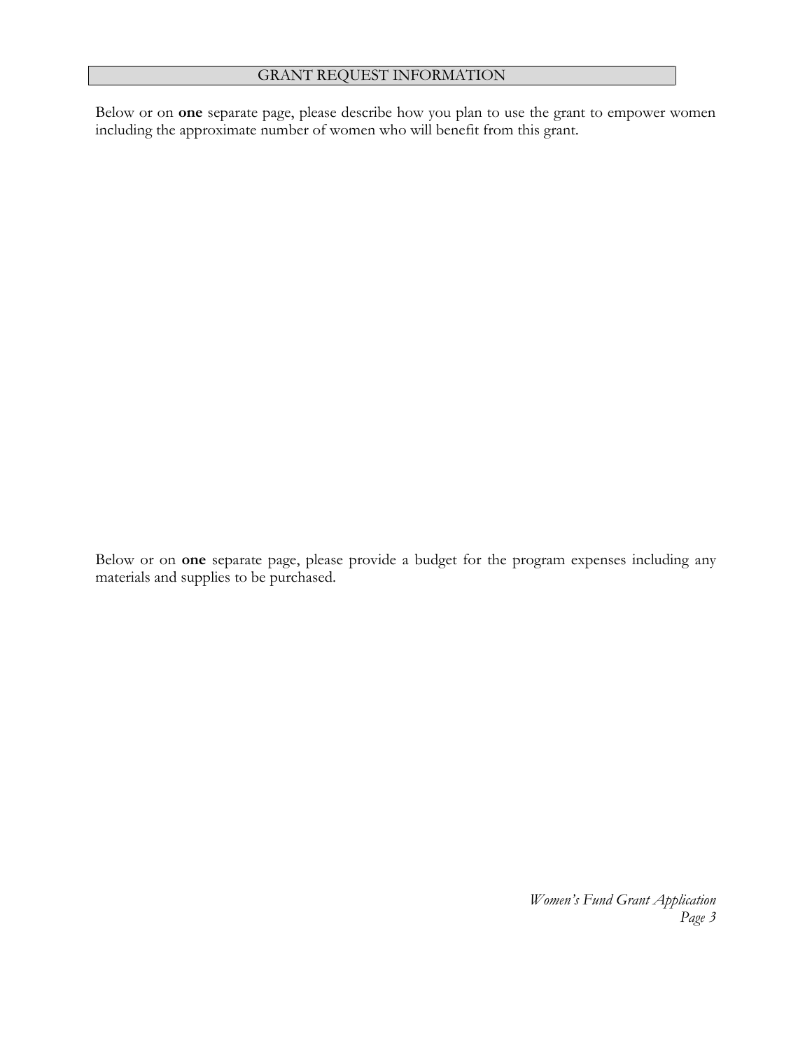## GRANT REQUEST INFORMATION

Below or on **one** separate page, please describe how you plan to use the grant to empower women including the approximate number of women who will benefit from this grant.

Below or on **one** separate page, please provide a budget for the program expenses including any materials and supplies to be purchased.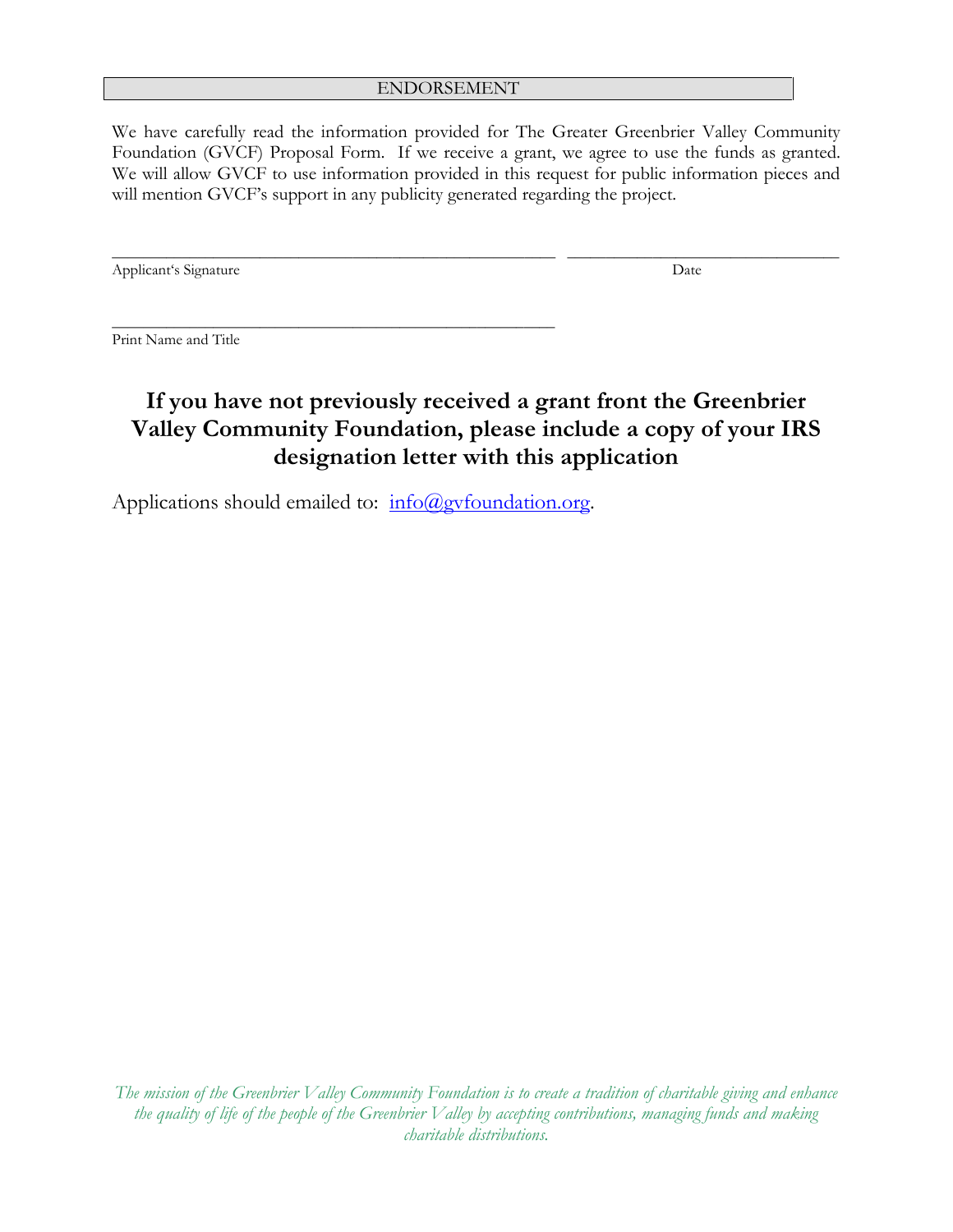## ENDORSEMENT

We have carefully read the information provided for The Greater Greenbrier Valley Community Foundation (GVCF) Proposal Form. If we receive a grant, we agree to use the funds as granted. We will allow GVCF to use information provided in this request for public information pieces and will mention GVCF's support in any publicity generated regarding the project.

_______________________________________________ ____________________________

Applicant's Signature Date

_______________________________________________

Print Name and Title

**If you have not previously received a grant front the Greenbrier Valley Community Foundation, please include a copy of your IRS designation letter with this application**

Applications should emailed to: info@gvfoundation.org.

*The mission of the Greenbrier Valley Community Foundation is to create a tradition of charitable giving and enhance the quality of life of the people of the Greenbrier Valley by accepting contributions, managing funds and making charitable distributions.*